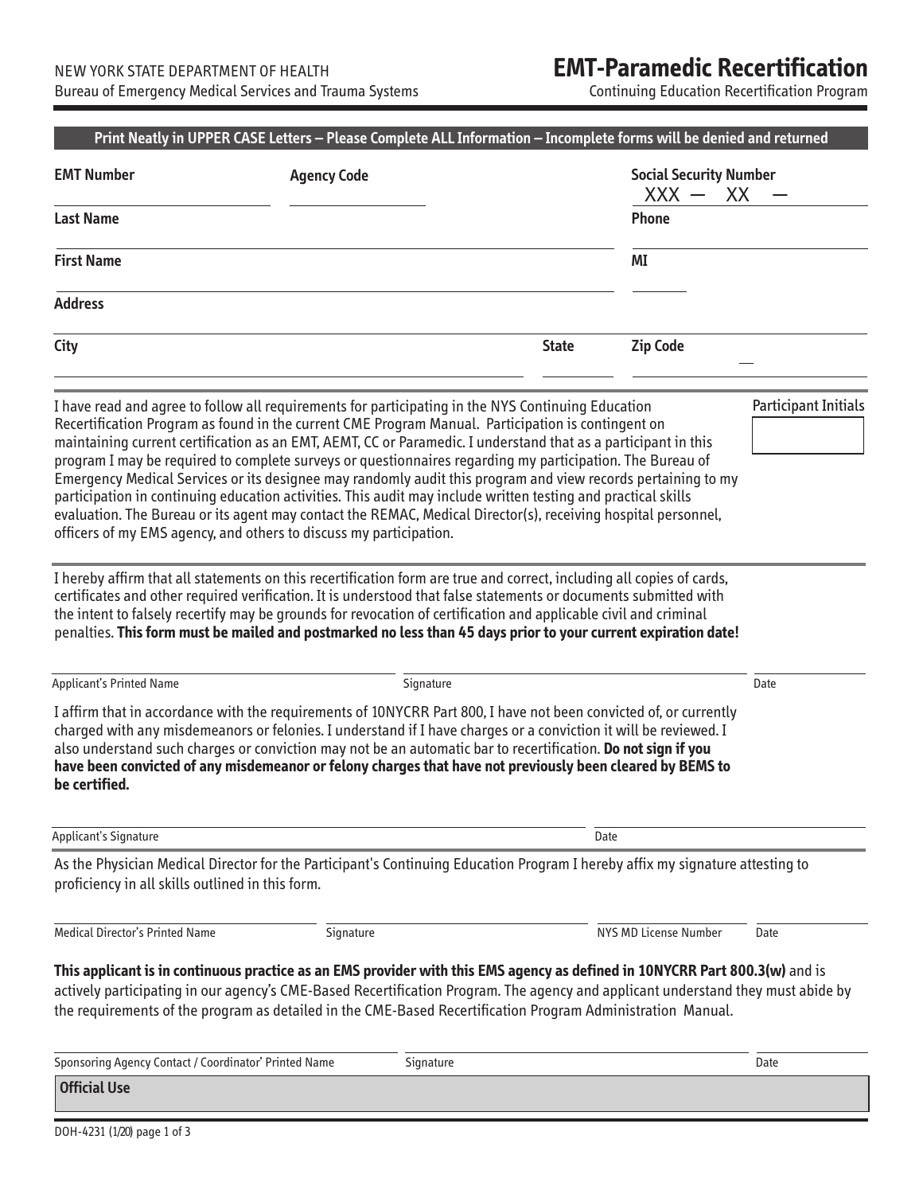NEW YORK STATE DEPARTMENT OF HEALTH
Bureau of Emergency Medical Services and Trauma Systems

# EMT-Paramedic Recertification

Continuing Education Recertification Program

**Print Neatly in UPPER CASE Letters – Please Complete ALL Information – Incomplete forms will be denied and returned**

| | | |
|---|---|---|
| **EMT Number** | **Agency Code** | **Social Security Number** XXX — XX — |
| **Last Name** | | **Phone** |
| **First Name** | | **MI** |
| **Address** | | |
| **City** | **State** | **Zip Code** |

I have read and agree to follow all requirements for participating in the NYS Continuing Education Recertification Program as found in the current CME Program Manual. Participation is contingent on maintaining current certification as an EMT, AEMT, CC or Paramedic. I understand that as a participant in this program I may be required to complete surveys or questionnaires regarding my participation. The Bureau of Emergency Medical Services or its designee may randomly audit this program and view records pertaining to my participation in continuing education activities. This audit may include written testing and practical skills evaluation. The Bureau or its agent may contact the REMAC, Medical Director(s), receiving hospital personnel, officers of my EMS agency, and others to discuss my participation.

Participant Initials

I hereby affirm that all statements on this recertification form are true and correct, including all copies of cards, certificates and other required verification. It is understood that false statements or documents submitted with the intent to falsely recertify may be grounds for revocation of certification and applicable civil and criminal penalties. **This form must be mailed and postmarked no less than 45 days prior to your current expiration date!**

Applicant's Printed Name ____________ Signature ____________ Date ____________

I affirm that in accordance with the requirements of 10NYCRR Part 800, I have not been convicted of, or currently charged with any misdemeanors or felonies. I understand if I have charges or a conviction it will be reviewed. I also understand such charges or conviction may not be an automatic bar to recertification. **Do not sign if you have been convicted of any misdemeanor or felony charges that have not previously been cleared by BEMS to be certified.**

Applicant's Signature ____________ Date ____________

As the Physician Medical Director for the Participant's Continuing Education Program I hereby affix my signature attesting to proficiency in all skills outlined in this form.

Medical Director's Printed Name ____________ Signature ____________ NYS MD License Number ____________ Date ____________

**This applicant is in continuous practice as an EMS provider with this EMS agency as defined in 10NYCRR Part 800.3(w)** and is actively participating in our agency's CME-Based Recertification Program. The agency and applicant understand they must abide by the requirements of the program as detailed in the CME-Based Recertification Program Administration Manual.

Sponsoring Agency Contact / Coordinator' Printed Name ____________ Signature ____________ Date ____________

**Official Use**

DOH-4231 (1/20)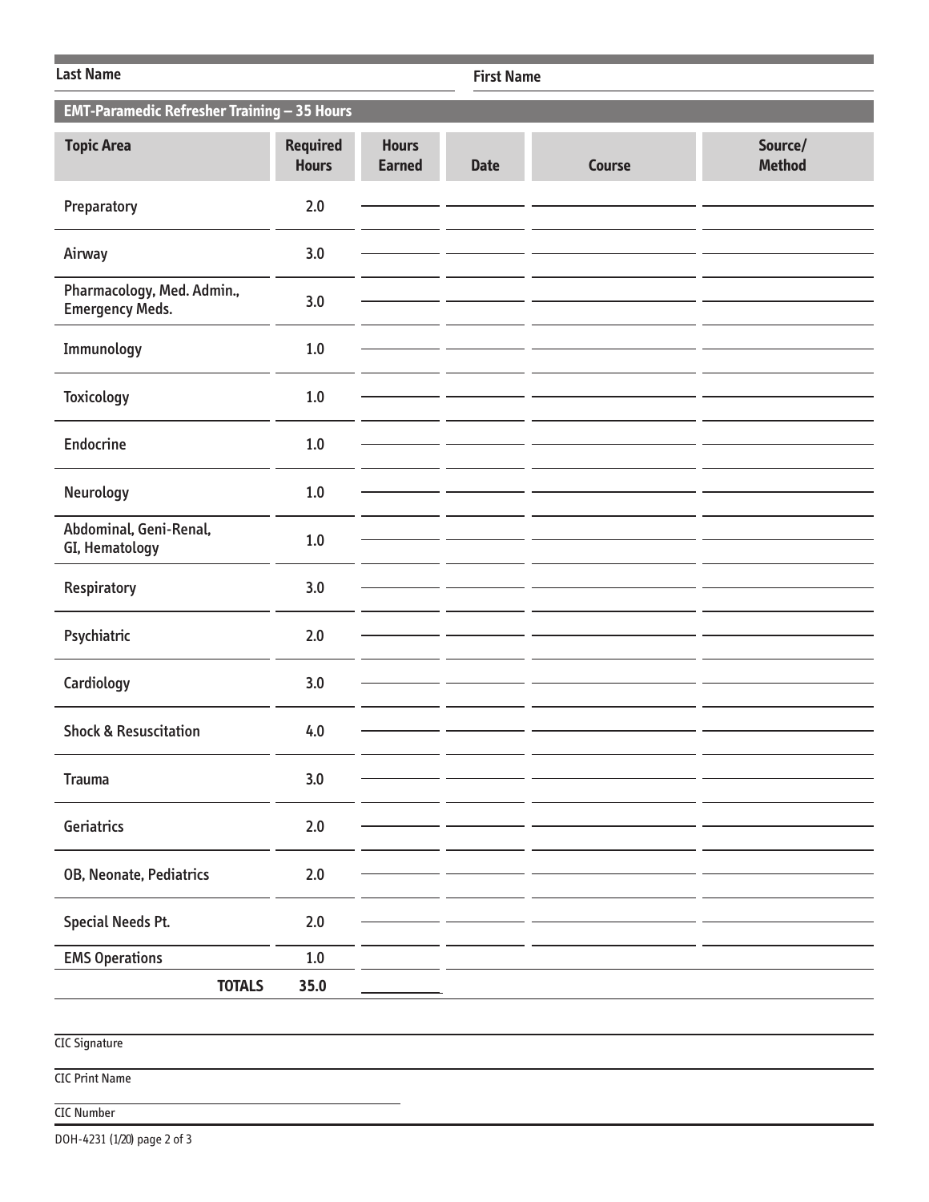Last Name _______________ First Name _______________

## EMT-Paramedic Refresher Training – 35 Hours

| Topic Area | Required Hours | Hours Earned | Date | Course | Source/ Method |
|---|---|---|---|---|---|
| Preparatory | 2.0 | | | | |
| Airway | 3.0 | | | | |
| Pharmacology, Med. Admin., Emergency Meds. | 3.0 | | | | |
| Immunology | 1.0 | | | | |
| Toxicology | 1.0 | | | | |
| Endocrine | 1.0 | | | | |
| Neurology | 1.0 | | | | |
| Abdominal, Geni-Renal, GI, Hematology | 1.0 | | | | |
| Respiratory | 3.0 | | | | |
| Psychiatric | 2.0 | | | | |
| Cardiology | 3.0 | | | | |
| Shock & Resuscitation | 4.0 | | | | |
| Trauma | 3.0 | | | | |
| Geriatrics | 2.0 | | | | |
| OB, Neonate, Pediatrics | 2.0 | | | | |
| Special Needs Pt. | 2.0 | | | | |
| EMS Operations | 1.0 | | | | |
| **TOTALS** | **35.0** | | | | |

CIC Signature _______________

CIC Print Name _______________

CIC Number _______________

DOH-4231 (1/20) page 2 of 3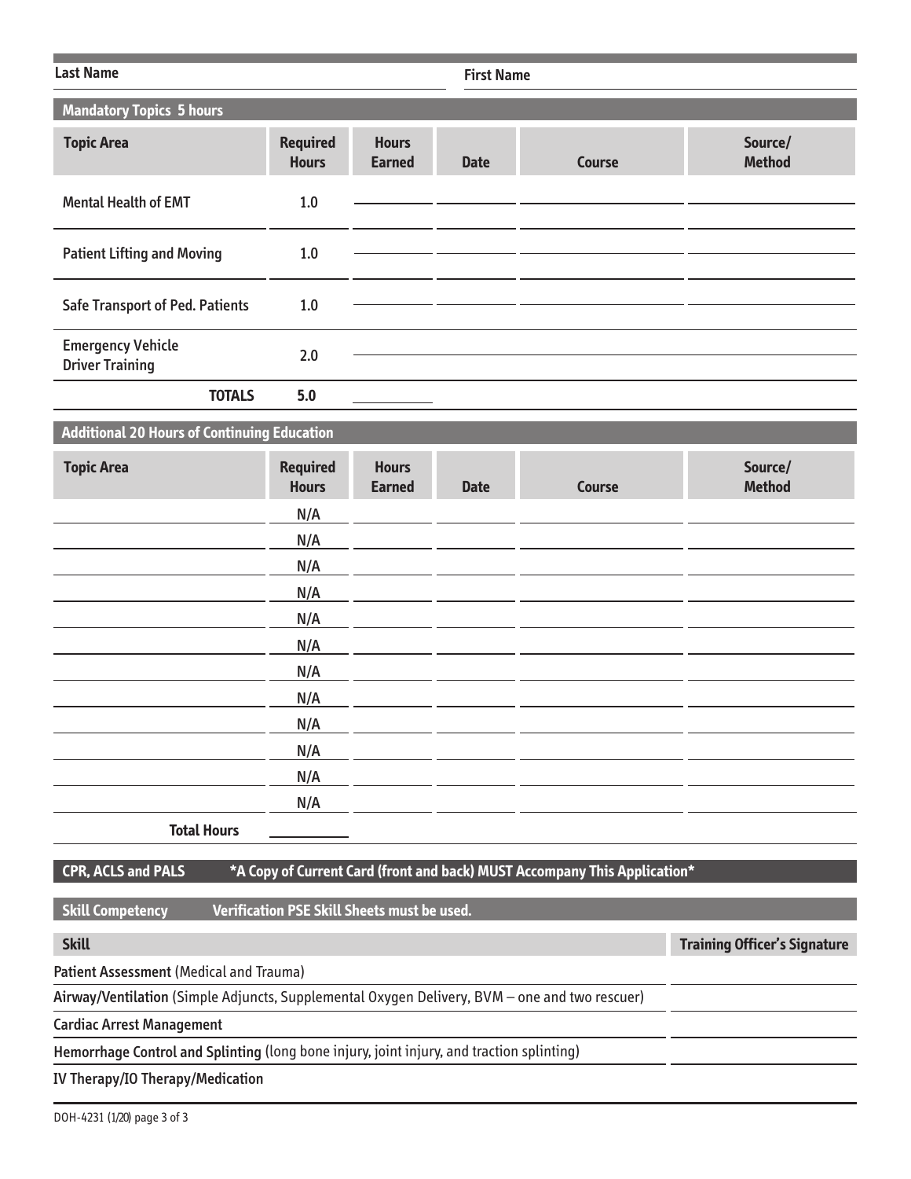| Last Name | First Name |
| --- | --- |
| | |

## Mandatory Topics 5 hours

| Topic Area | Required Hours | Hours Earned | Date | Course | Source/ Method |
| --- | --- | --- | --- | --- | --- |
| Mental Health of EMT | 1.0 | | | | |
| Patient Lifting and Moving | 1.0 | | | | |
| Safe Transport of Ped. Patients | 1.0 | | | | |
| Emergency Vehicle Driver Training | 2.0 | | | | |
| **TOTALS** | **5.0** | | | | |

## Additional 20 Hours of Continuing Education

| Topic Area | Required Hours | Hours Earned | Date | Course | Source/ Method |
| --- | --- | --- | --- | --- | --- |
| | N/A | | | | |
| | N/A | | | | |
| | N/A | | | | |
| | N/A | | | | |
| | N/A | | | | |
| | N/A | | | | |
| | N/A | | | | |
| | N/A | | | | |
| | N/A | | | | |
| | N/A | | | | |
| | N/A | | | | |
| | N/A | | | | |
| **Total Hours** | | | | | |

## CPR, ACLS and PALS

**\*A Copy of Current Card (front and back) MUST Accompany This Application\***

## Skill Competency

**Verification PSE Skill Sheets must be used.**

| Skill | Training Officer's Signature |
| --- | --- |
| **Patient Assessment** (Medical and Trauma) | |
| **Airway/Ventilation** (Simple Adjuncts, Supplemental Oxygen Delivery, BVM – one and two rescuer) | |
| **Cardiac Arrest Management** | |
| **Hemorrhage Control and Splinting** (long bone injury, joint injury, and traction splinting) | |
| **IV Therapy/IO Therapy/Medication** | |

DOH-4231 (1/20)